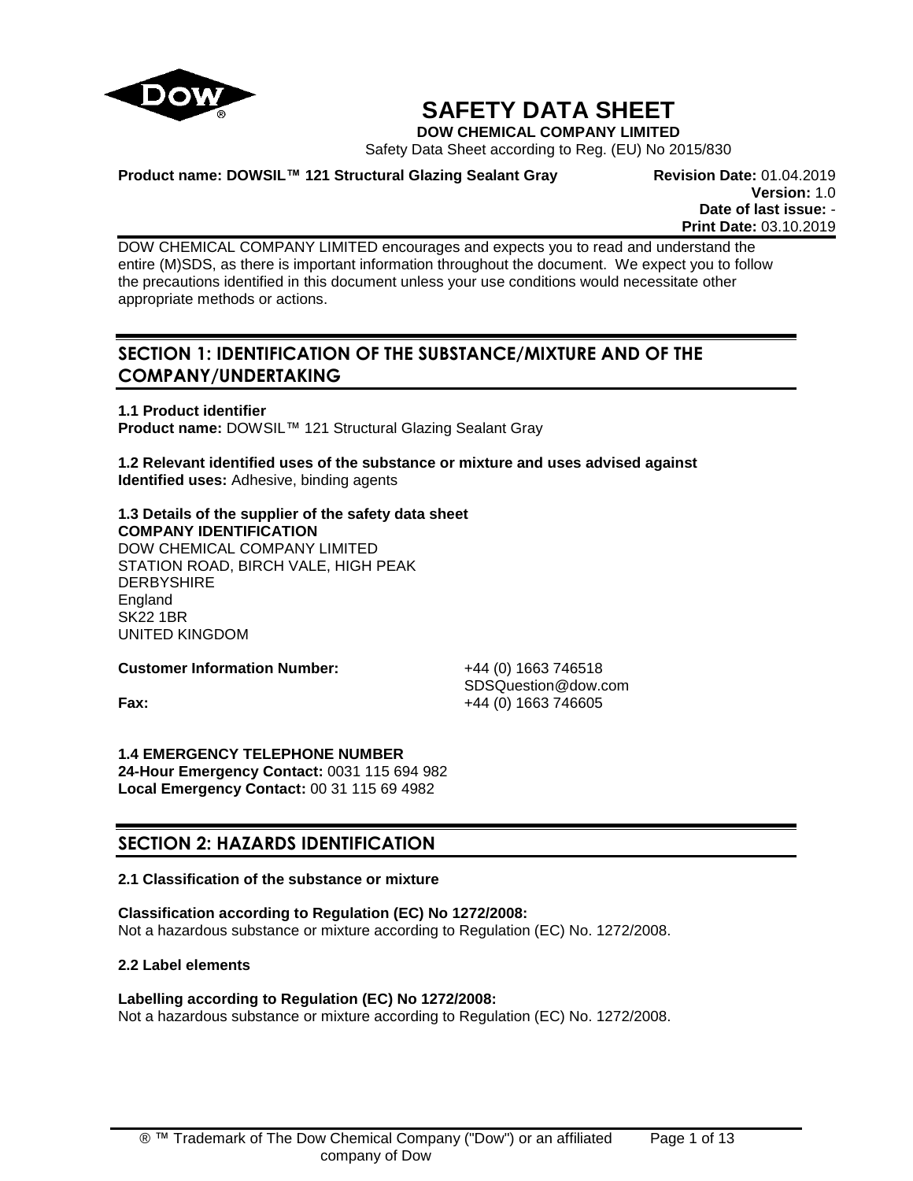# SAFETY DATA SHEET

**DOW CHEMICAL COMPANY LIMITED**

Safety Data Sheet according to Reg. (EU) No 2015/830

**Product name: DOWSIL™ 121 Structural Glazing Sealant Gray**

**Revision Date:** 01.04.2019
**Version:** 1.0
**Date of last issue:** -
**Print Date:** 03.10.2019

DOW CHEMICAL COMPANY LIMITED encourages and expects you to read and understand the entire (M)SDS, as there is important information throughout the document. We expect you to follow the precautions identified in this document unless your use conditions would necessitate other appropriate methods or actions.

## SECTION 1: IDENTIFICATION OF THE SUBSTANCE/MIXTURE AND OF THE COMPANY/UNDERTAKING

**1.1 Product identifier**
**Product name:** DOWSIL™ 121 Structural Glazing Sealant Gray

**1.2 Relevant identified uses of the substance or mixture and uses advised against**
**Identified uses:** Adhesive, binding agents

**1.3 Details of the supplier of the safety data sheet**
**COMPANY IDENTIFICATION**
DOW CHEMICAL COMPANY LIMITED
STATION ROAD, BIRCH VALE, HIGH PEAK
DERBYSHIRE
England
SK22 1BR
UNITED KINGDOM

**Customer Information Number:** +44 (0) 1663 746518
SDSQuestion@dow.com
**Fax:** +44 (0) 1663 746605

**1.4 EMERGENCY TELEPHONE NUMBER**
**24-Hour Emergency Contact:** 0031 115 694 982
**Local Emergency Contact:** 00 31 115 69 4982

## SECTION 2: HAZARDS IDENTIFICATION

**2.1 Classification of the substance or mixture**

**Classification according to Regulation (EC) No 1272/2008:**
Not a hazardous substance or mixture according to Regulation (EC) No. 1272/2008.

**2.2 Label elements**

**Labelling according to Regulation (EC) No 1272/2008:**
Not a hazardous substance or mixture according to Regulation (EC) No. 1272/2008.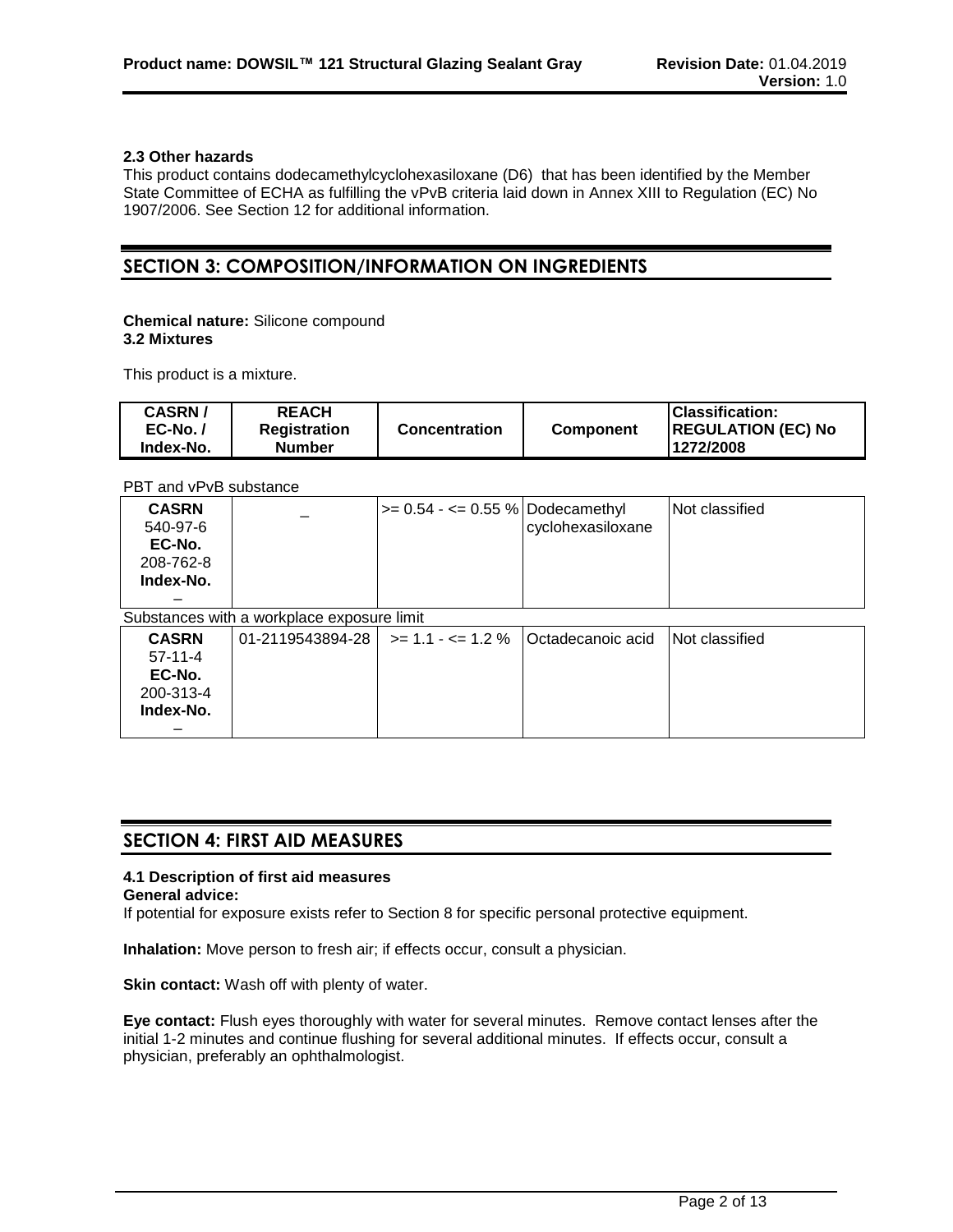### 2.3 Other hazards

This product contains dodecamethylcyclohexasiloxane (D6) that has been identified by the Member State Committee of ECHA as fulfilling the vPvB criteria laid down in Annex XIII to Regulation (EC) No 1907/2006. See Section 12 for additional information.

## SECTION 3: COMPOSITION/INFORMATION ON INGREDIENTS

**Chemical nature:** Silicone compound

**3.2 Mixtures**

This product is a mixture.

| CASRN / EC-No. / Index-No. | REACH Registration Number | Concentration | Component | Classification: REGULATION (EC) No 1272/2008 |
|---|---|---|---|---|
| PBT and vPvB substance | | | | |
| **CASRN** 540-97-6 **EC-No.** 208-762-8 **Index-No.** – | – | >= 0.54 - <= 0.55 % | Dodecamethyl cyclohexasiloxane | Not classified |
| Substances with a workplace exposure limit | | | | |
| **CASRN** 57-11-4 **EC-No.** 200-313-4 **Index-No.** – | 01-2119543894-28 | >= 1.1 - <= 1.2 % | Octadecanoic acid | Not classified |

## SECTION 4: FIRST AID MEASURES

### 4.1 Description of first aid measures

**General advice:**

If potential for exposure exists refer to Section 8 for specific personal protective equipment.

**Inhalation:** Move person to fresh air; if effects occur, consult a physician.

**Skin contact:** Wash off with plenty of water.

**Eye contact:** Flush eyes thoroughly with water for several minutes. Remove contact lenses after the initial 1-2 minutes and continue flushing for several additional minutes. If effects occur, consult a physician, preferably an ophthalmologist.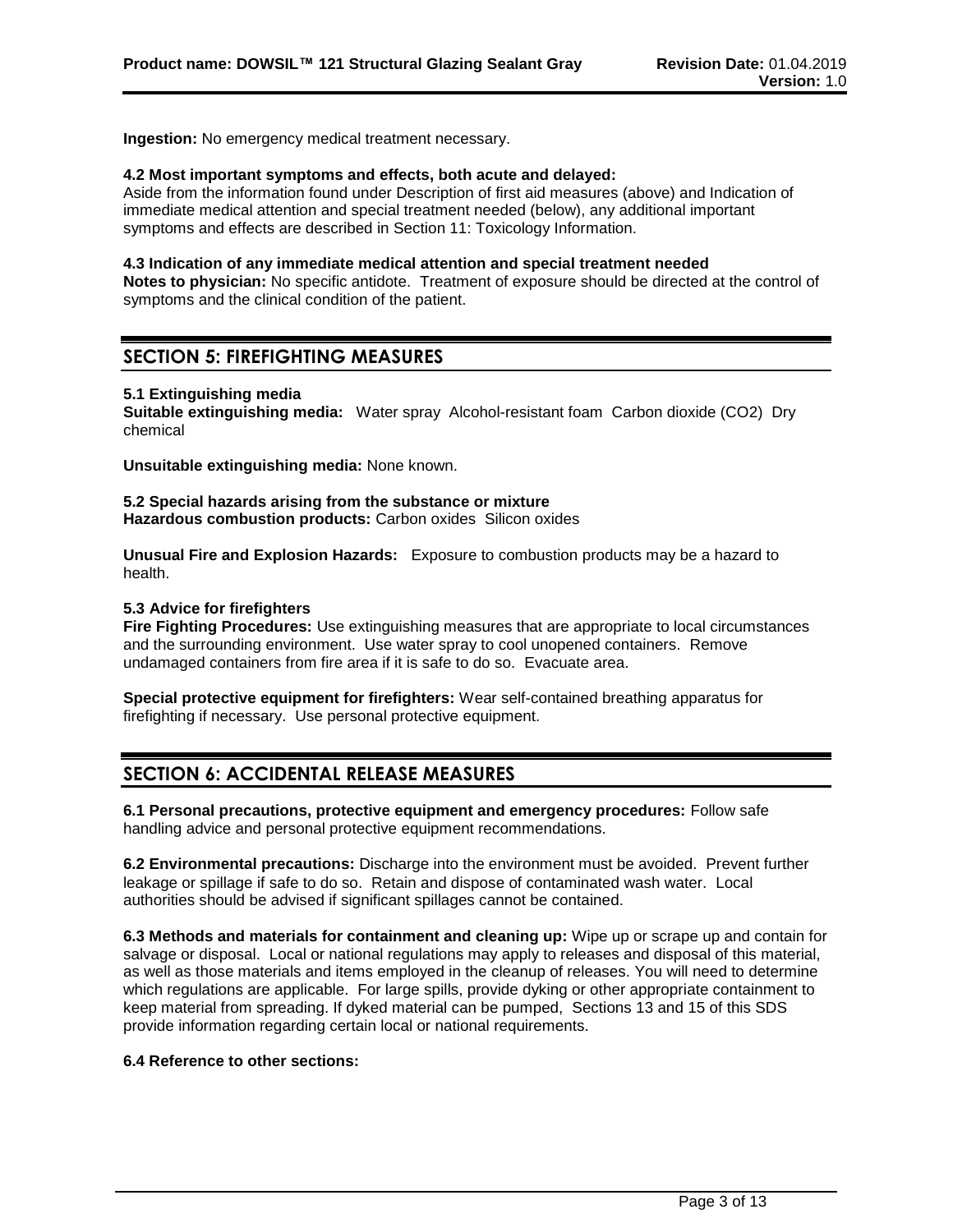**Ingestion:** No emergency medical treatment necessary.

**4.2 Most important symptoms and effects, both acute and delayed:**
Aside from the information found under Description of first aid measures (above) and Indication of immediate medical attention and special treatment needed (below), any additional important symptoms and effects are described in Section 11: Toxicology Information.

**4.3 Indication of any immediate medical attention and special treatment needed**
**Notes to physician:** No specific antidote. Treatment of exposure should be directed at the control of symptoms and the clinical condition of the patient.

## SECTION 5: FIREFIGHTING MEASURES

**5.1 Extinguishing media**
**Suitable extinguishing media:** Water spray Alcohol-resistant foam Carbon dioxide ($CO_2$) Dry chemical

**Unsuitable extinguishing media:** None known.

**5.2 Special hazards arising from the substance or mixture**
**Hazardous combustion products:** Carbon oxides Silicon oxides

**Unusual Fire and Explosion Hazards:** Exposure to combustion products may be a hazard to health.

**5.3 Advice for firefighters**
**Fire Fighting Procedures:** Use extinguishing measures that are appropriate to local circumstances and the surrounding environment. Use water spray to cool unopened containers. Remove undamaged containers from fire area if it is safe to do so. Evacuate area.

**Special protective equipment for firefighters:** Wear self-contained breathing apparatus for firefighting if necessary. Use personal protective equipment.

## SECTION 6: ACCIDENTAL RELEASE MEASURES

**6.1 Personal precautions, protective equipment and emergency procedures:** Follow safe handling advice and personal protective equipment recommendations.

**6.2 Environmental precautions:** Discharge into the environment must be avoided. Prevent further leakage or spillage if safe to do so. Retain and dispose of contaminated wash water. Local authorities should be advised if significant spillages cannot be contained.

**6.3 Methods and materials for containment and cleaning up:** Wipe up or scrape up and contain for salvage or disposal. Local or national regulations may apply to releases and disposal of this material, as well as those materials and items employed in the cleanup of releases. You will need to determine which regulations are applicable. For large spills, provide dyking or other appropriate containment to keep material from spreading. If dyked material can be pumped, Sections 13 and 15 of this SDS provide information regarding certain local or national requirements.

**6.4 Reference to other sections:**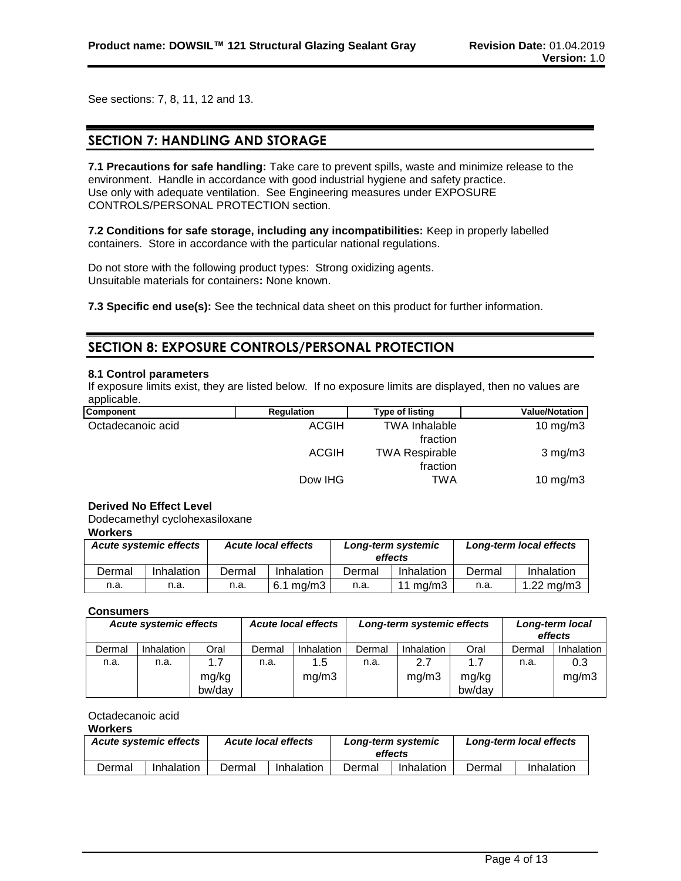See sections: 7, 8, 11, 12 and 13.

## SECTION 7: HANDLING AND STORAGE

**7.1 Precautions for safe handling:** Take care to prevent spills, waste and minimize release to the environment. Handle in accordance with good industrial hygiene and safety practice. Use only with adequate ventilation. See Engineering measures under EXPOSURE CONTROLS/PERSONAL PROTECTION section.

**7.2 Conditions for safe storage, including any incompatibilities:** Keep in properly labelled containers. Store in accordance with the particular national regulations.

Do not store with the following product types: Strong oxidizing agents.
Unsuitable materials for containers**:** None known.

**7.3 Specific end use(s):** See the technical data sheet on this product for further information.

## SECTION 8: EXPOSURE CONTROLS/PERSONAL PROTECTION

**8.1 Control parameters**

If exposure limits exist, they are listed below. If no exposure limits are displayed, then no values are applicable.

| Component | Regulation | Type of listing | Value/Notation |
|---|---|---|---|
| Octadecanoic acid | ACGIH | TWA Inhalable fraction | 10 mg/m3 |
| | ACGIH | TWA Respirable fraction | 3 mg/m3 |
| | Dow IHG | TWA | 10 mg/m3 |

**Derived No Effect Level**

Dodecamethyl cyclohexasiloxane

**Workers**

| *Acute systemic effects* | | *Acute local effects* | | *Long-term systemic effects* | | *Long-term local effects* | |
|---|---|---|---|---|---|---|---|
| Dermal | Inhalation | Dermal | Inhalation | Dermal | Inhalation | Dermal | Inhalation |
| n.a. | n.a. | n.a. | 6.1 mg/m3 | n.a. | 11 mg/m3 | n.a. | 1.22 mg/m3 |

**Consumers**

| *Acute systemic effects* | | | *Acute local effects* | | *Long-term systemic effects* | | | *Long-term local effects* | |
|---|---|---|---|---|---|---|---|---|---|
| Dermal | Inhalation | Oral | Dermal | Inhalation | Dermal | Inhalation | Oral | Dermal | Inhalation |
| n.a. | n.a. | 1.7 mg/kg bw/day | n.a. | 1.5 mg/m3 | n.a. | 2.7 mg/m3 | 1.7 mg/kg bw/day | n.a. | 0.3 mg/m3 |

Octadecanoic acid

**Workers**

| *Acute systemic effects* | | *Acute local effects* | | *Long-term systemic effects* | | *Long-term local effects* | |
|---|---|---|---|---|---|---|---|
| Dermal | Inhalation | Dermal | Inhalation | Dermal | Inhalation | Dermal | Inhalation |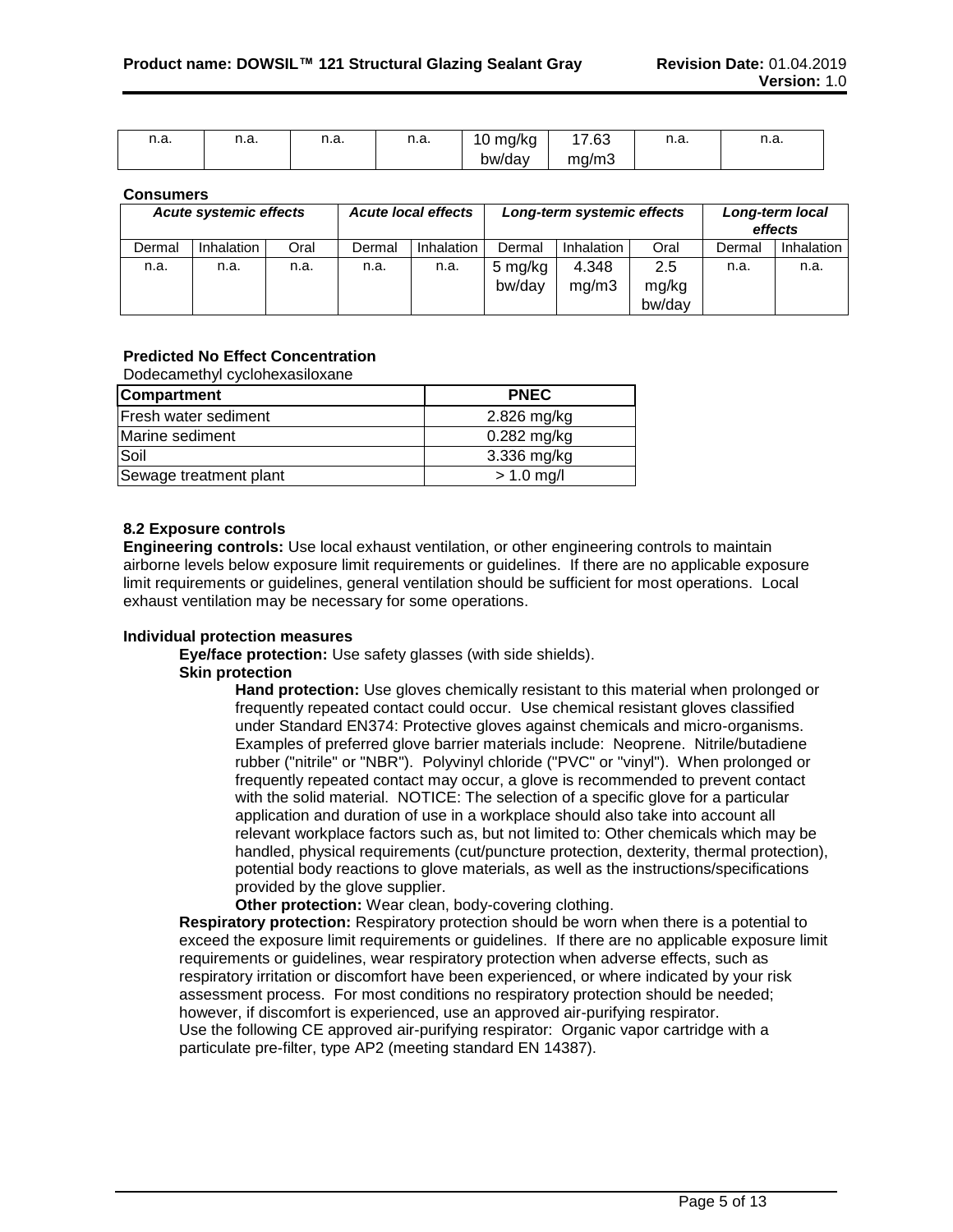| n.a. | n.a. | n.a. | n.a. | 10 mg/kg bw/day | 17.63 mg/m3 | n.a. | n.a. |
|---|---|---|---|---|---|---|---|

**Consumers**

| *Acute systemic effects* | | | *Acute local effects* | | *Long-term systemic effects* | | | *Long-term local effects* | |
|---|---|---|---|---|---|---|---|---|---|
| Dermal | Inhalation | Oral | Dermal | Inhalation | Dermal | Inhalation | Oral | Dermal | Inhalation |
| n.a. | n.a. | n.a. | n.a. | n.a. | 5 mg/kg bw/day | 4.348 mg/m3 | 2.5 mg/kg bw/day | n.a. | n.a. |

**Predicted No Effect Concentration**

Dodecamethyl cyclohexasiloxane

| Compartment | PNEC |
|---|---|
| Fresh water sediment | 2.826 mg/kg |
| Marine sediment | 0.282 mg/kg |
| Soil | 3.336 mg/kg |
| Sewage treatment plant | > 1.0 mg/l |

**8.2 Exposure controls**

**Engineering controls:** Use local exhaust ventilation, or other engineering controls to maintain airborne levels below exposure limit requirements or guidelines. If there are no applicable exposure limit requirements or guidelines, general ventilation should be sufficient for most operations. Local exhaust ventilation may be necessary for some operations.

**Individual protection measures**

**Eye/face protection:** Use safety glasses (with side shields).

**Skin protection**

**Hand protection:** Use gloves chemically resistant to this material when prolonged or frequently repeated contact could occur. Use chemical resistant gloves classified under Standard EN374: Protective gloves against chemicals and micro-organisms. Examples of preferred glove barrier materials include: Neoprene. Nitrile/butadiene rubber ("nitrile" or "NBR"). Polyvinyl chloride ("PVC" or "vinyl"). When prolonged or frequently repeated contact may occur, a glove is recommended to prevent contact with the solid material. NOTICE: The selection of a specific glove for a particular application and duration of use in a workplace should also take into account all relevant workplace factors such as, but not limited to: Other chemicals which may be handled, physical requirements (cut/puncture protection, dexterity, thermal protection), potential body reactions to glove materials, as well as the instructions/specifications provided by the glove supplier.

**Other protection:** Wear clean, body-covering clothing.

**Respiratory protection:** Respiratory protection should be worn when there is a potential to exceed the exposure limit requirements or guidelines. If there are no applicable exposure limit requirements or guidelines, wear respiratory protection when adverse effects, such as respiratory irritation or discomfort have been experienced, or where indicated by your risk assessment process. For most conditions no respiratory protection should be needed; however, if discomfort is experienced, use an approved air-purifying respirator.
Use the following CE approved air-purifying respirator: Organic vapor cartridge with a particulate pre-filter, type AP2 (meeting standard EN 14387).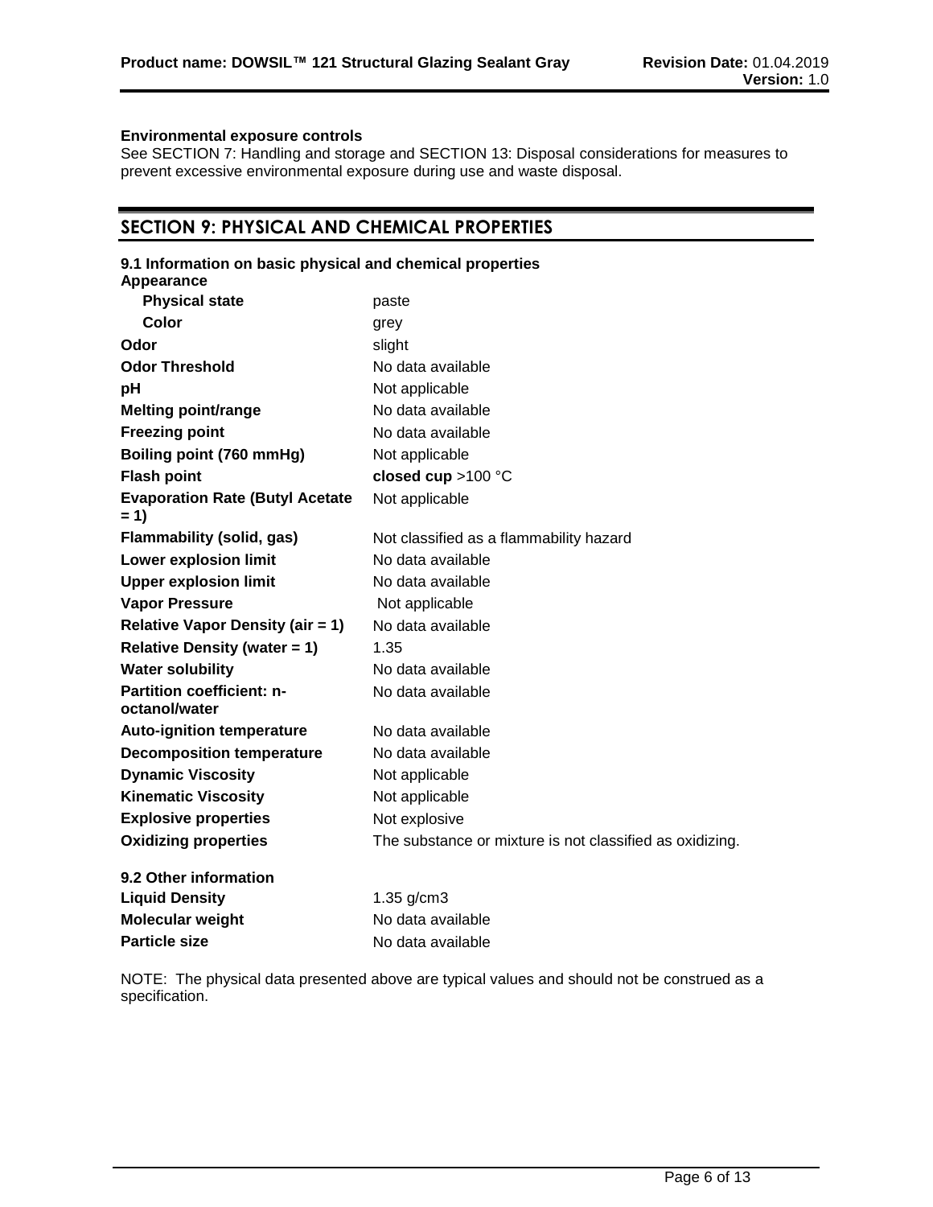**Environmental exposure controls**
See SECTION 7: Handling and storage and SECTION 13: Disposal considerations for measures to prevent excessive environmental exposure during use and waste disposal.

## SECTION 9: PHYSICAL AND CHEMICAL PROPERTIES

**9.1 Information on basic physical and chemical properties**

| Property | Value |
|---|---|
| **Appearance** | |
| **Physical state** | paste |
| **Color** | grey |
| **Odor** | slight |
| **Odor Threshold** | No data available |
| **pH** | Not applicable |
| **Melting point/range** | No data available |
| **Freezing point** | No data available |
| **Boiling point (760 mmHg)** | Not applicable |
| **Flash point** | **closed cup** >100 °C |
| **Evaporation Rate (Butyl Acetate = 1)** | Not applicable |
| **Flammability (solid, gas)** | Not classified as a flammability hazard |
| **Lower explosion limit** | No data available |
| **Upper explosion limit** | No data available |
| **Vapor Pressure** | Not applicable |
| **Relative Vapor Density (air = 1)** | No data available |
| **Relative Density (water = 1)** | 1.35 |
| **Water solubility** | No data available |
| **Partition coefficient: n-octanol/water** | No data available |
| **Auto-ignition temperature** | No data available |
| **Decomposition temperature** | No data available |
| **Dynamic Viscosity** | Not applicable |
| **Kinematic Viscosity** | Not applicable |
| **Explosive properties** | Not explosive |
| **Oxidizing properties** | The substance or mixture is not classified as oxidizing. |

**9.2 Other information**

| Property | Value |
|---|---|
| **Liquid Density** | 1.35 g/cm3 |
| **Molecular weight** | No data available |
| **Particle size** | No data available |

NOTE: The physical data presented above are typical values and should not be construed as a specification.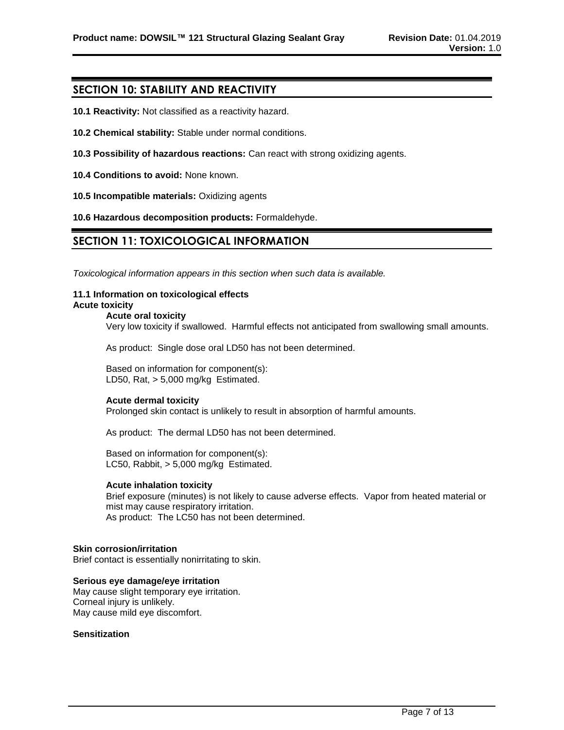## SECTION 10: STABILITY AND REACTIVITY

**10.1 Reactivity:** Not classified as a reactivity hazard.

**10.2 Chemical stability:** Stable under normal conditions.

**10.3 Possibility of hazardous reactions:** Can react with strong oxidizing agents.

**10.4 Conditions to avoid:** None known.

**10.5 Incompatible materials:** Oxidizing agents

**10.6 Hazardous decomposition products:** Formaldehyde.

## SECTION 11: TOXICOLOGICAL INFORMATION

*Toxicological information appears in this section when such data is available.*

**11.1 Information on toxicological effects**

**Acute toxicity**

**Acute oral toxicity**

Very low toxicity if swallowed. Harmful effects not anticipated from swallowing small amounts.

As product: Single dose oral LD50 has not been determined.

Based on information for component(s):
LD50, Rat, > 5,000 mg/kg Estimated.

**Acute dermal toxicity**

Prolonged skin contact is unlikely to result in absorption of harmful amounts.

As product: The dermal LD50 has not been determined.

Based on information for component(s):
LC50, Rabbit, > 5,000 mg/kg Estimated.

**Acute inhalation toxicity**

Brief exposure (minutes) is not likely to cause adverse effects. Vapor from heated material or mist may cause respiratory irritation.
As product: The LC50 has not been determined.

**Skin corrosion/irritation**

Brief contact is essentially nonirritating to skin.

**Serious eye damage/eye irritation**

May cause slight temporary eye irritation.
Corneal injury is unlikely.
May cause mild eye discomfort.

**Sensitization**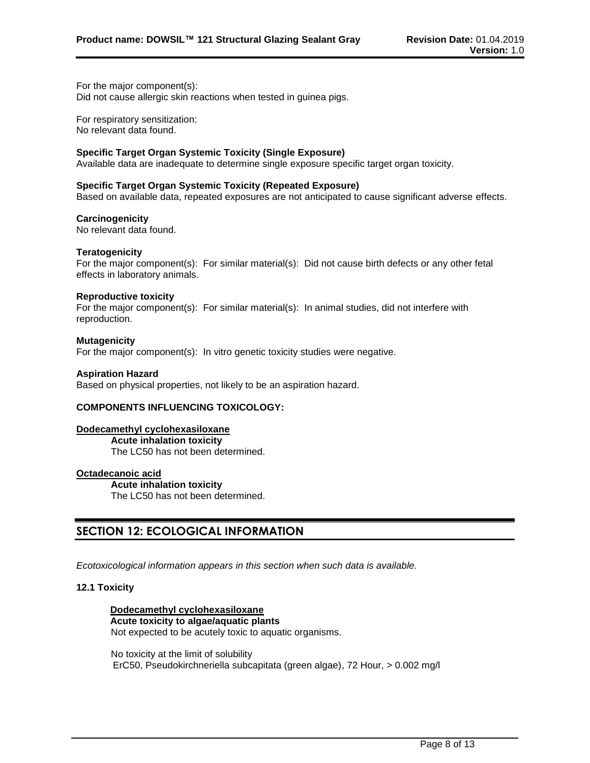For the major component(s):
Did not cause allergic skin reactions when tested in guinea pigs.

For respiratory sensitization:
No relevant data found.

**Specific Target Organ Systemic Toxicity (Single Exposure)**
Available data are inadequate to determine single exposure specific target organ toxicity.

**Specific Target Organ Systemic Toxicity (Repeated Exposure)**
Based on available data, repeated exposures are not anticipated to cause significant adverse effects.

**Carcinogenicity**
No relevant data found.

**Teratogenicity**
For the major component(s): For similar material(s): Did not cause birth defects or any other fetal effects in laboratory animals.

**Reproductive toxicity**
For the major component(s): For similar material(s): In animal studies, did not interfere with reproduction.

**Mutagenicity**
For the major component(s): In vitro genetic toxicity studies were negative.

**Aspiration Hazard**
Based on physical properties, not likely to be an aspiration hazard.

**COMPONENTS INFLUENCING TOXICOLOGY:**

**Dodecamethyl cyclohexasiloxane**

**Acute inhalation toxicity**
The LC50 has not been determined.

**Octadecanoic acid**

**Acute inhalation toxicity**
The LC50 has not been determined.

## SECTION 12: ECOLOGICAL INFORMATION

*Ecotoxicological information appears in this section when such data is available.*

**12.1 Toxicity**

**Dodecamethyl cyclohexasiloxane**

**Acute toxicity to algae/aquatic plants**
Not expected to be acutely toxic to aquatic organisms.

No toxicity at the limit of solubility
ErC50, Pseudokirchneriella subcapitata (green algae), 72 Hour, > 0.002 mg/l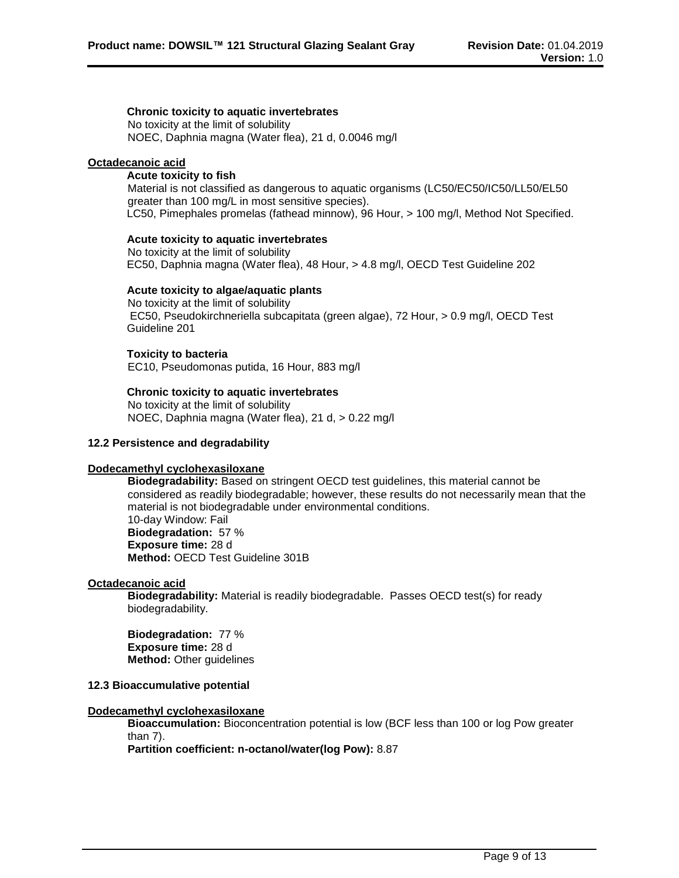**Chronic toxicity to aquatic invertebrates**

No toxicity at the limit of solubility
NOEC, Daphnia magna (Water flea), 21 d, 0.0046 mg/l

**Octadecanoic acid**

**Acute toxicity to fish**

Material is not classified as dangerous to aquatic organisms (LC50/EC50/IC50/LL50/EL50 greater than 100 mg/L in most sensitive species).
LC50, Pimephales promelas (fathead minnow), 96 Hour, > 100 mg/l, Method Not Specified.

**Acute toxicity to aquatic invertebrates**

No toxicity at the limit of solubility
EC50, Daphnia magna (Water flea), 48 Hour, > 4.8 mg/l, OECD Test Guideline 202

**Acute toxicity to algae/aquatic plants**

No toxicity at the limit of solubility
EC50, Pseudokirchneriella subcapitata (green algae), 72 Hour, > 0.9 mg/l, OECD Test Guideline 201

**Toxicity to bacteria**

EC10, Pseudomonas putida, 16 Hour, 883 mg/l

**Chronic toxicity to aquatic invertebrates**

No toxicity at the limit of solubility
NOEC, Daphnia magna (Water flea), 21 d, > 0.22 mg/l

**12.2 Persistence and degradability**

**Dodecamethyl cyclohexasiloxane**

**Biodegradability:** Based on stringent OECD test guidelines, this material cannot be considered as readily biodegradable; however, these results do not necessarily mean that the material is not biodegradable under environmental conditions.
10-day Window: Fail
**Biodegradation:** 57 %
**Exposure time:** 28 d
**Method:** OECD Test Guideline 301B

**Octadecanoic acid**

**Biodegradability:** Material is readily biodegradable. Passes OECD test(s) for ready biodegradability.

**Biodegradation:** 77 %
**Exposure time:** 28 d
**Method:** Other guidelines

**12.3 Bioaccumulative potential**

**Dodecamethyl cyclohexasiloxane**

**Bioaccumulation:** Bioconcentration potential is low (BCF less than 100 or log Pow greater than 7).
**Partition coefficient: n-octanol/water(log Pow):** 8.87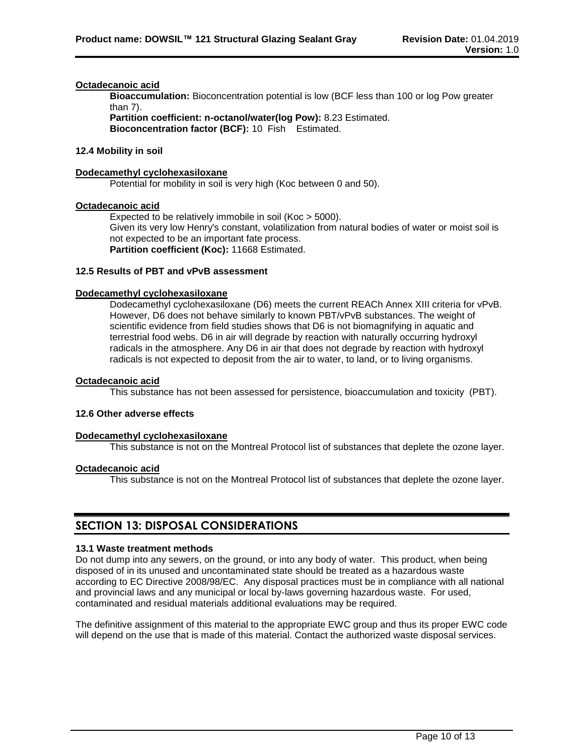**Octadecanoic acid**

**Bioaccumulation:** Bioconcentration potential is low (BCF less than 100 or log Pow greater than 7).
**Partition coefficient: n-octanol/water(log Pow):** 8.23 Estimated.
**Bioconcentration factor (BCF):** 10 Fish Estimated.

### 12.4 Mobility in soil

**Dodecamethyl cyclohexasiloxane**

Potential for mobility in soil is very high (Koc between 0 and 50).

**Octadecanoic acid**

Expected to be relatively immobile in soil (Koc > 5000).
Given its very low Henry's constant, volatilization from natural bodies of water or moist soil is not expected to be an important fate process.
**Partition coefficient (Koc):** 11668 Estimated.

### 12.5 Results of PBT and vPvB assessment

**Dodecamethyl cyclohexasiloxane**

Dodecamethyl cyclohexasiloxane (D6) meets the current REACh Annex XIII criteria for vPvB. However, D6 does not behave similarly to known PBT/vPvB substances. The weight of scientific evidence from field studies shows that D6 is not biomagnifying in aquatic and terrestrial food webs. D6 in air will degrade by reaction with naturally occurring hydroxyl radicals in the atmosphere. Any D6 in air that does not degrade by reaction with hydroxyl radicals is not expected to deposit from the air to water, to land, or to living organisms.

**Octadecanoic acid**

This substance has not been assessed for persistence, bioaccumulation and toxicity (PBT).

### 12.6 Other adverse effects

**Dodecamethyl cyclohexasiloxane**

This substance is not on the Montreal Protocol list of substances that deplete the ozone layer.

**Octadecanoic acid**

This substance is not on the Montreal Protocol list of substances that deplete the ozone layer.

## SECTION 13: DISPOSAL CONSIDERATIONS

### 13.1 Waste treatment methods

Do not dump into any sewers, on the ground, or into any body of water. This product, when being disposed of in its unused and uncontaminated state should be treated as a hazardous waste according to EC Directive 2008/98/EC. Any disposal practices must be in compliance with all national and provincial laws and any municipal or local by-laws governing hazardous waste. For used, contaminated and residual materials additional evaluations may be required.

The definitive assignment of this material to the appropriate EWC group and thus its proper EWC code will depend on the use that is made of this material. Contact the authorized waste disposal services.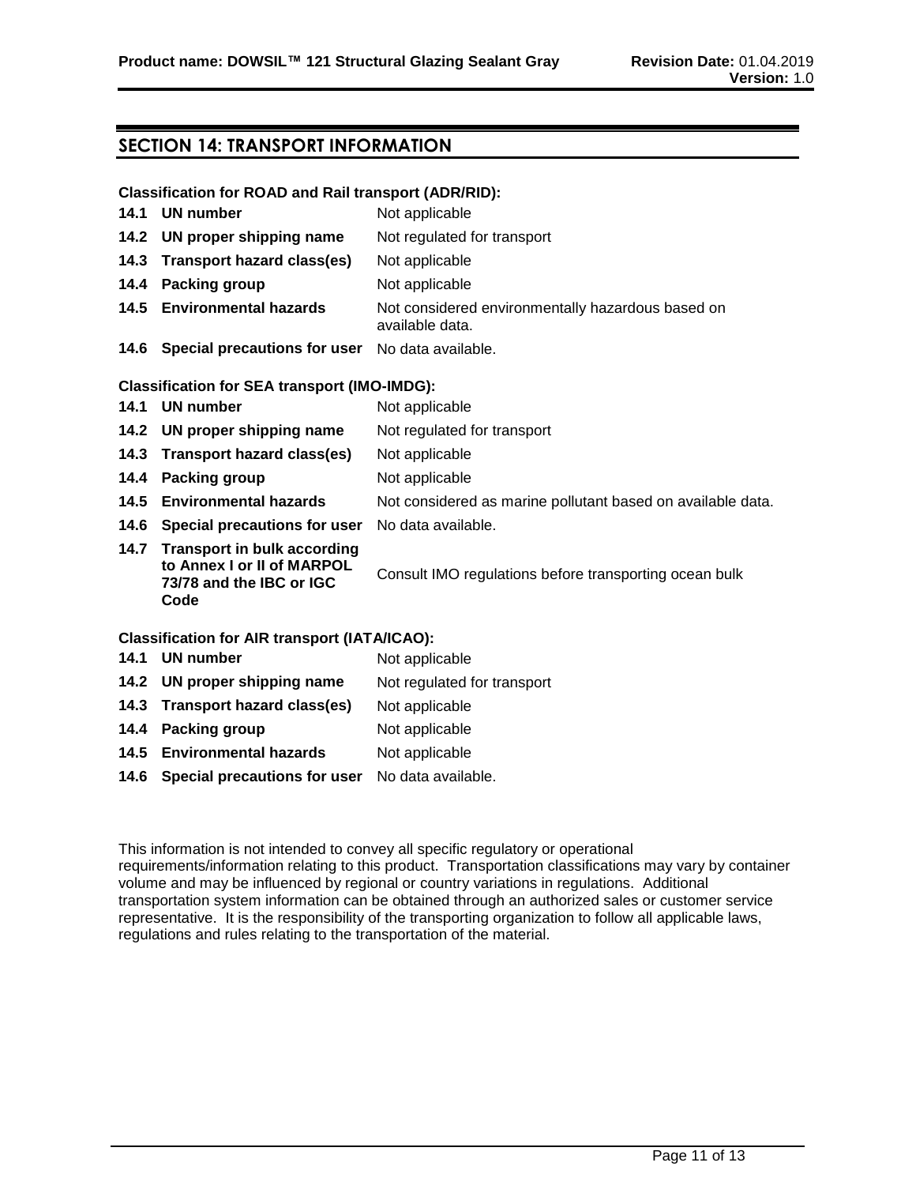## SECTION 14: TRANSPORT INFORMATION

**Classification for ROAD and Rail transport (ADR/RID):**

| | |
|---|---|
| **14.1 UN number** | Not applicable |
| **14.2 UN proper shipping name** | Not regulated for transport |
| **14.3 Transport hazard class(es)** | Not applicable |
| **14.4 Packing group** | Not applicable |
| **14.5 Environmental hazards** | Not considered environmentally hazardous based on available data. |
| **14.6 Special precautions for user** | No data available. |

**Classification for SEA transport (IMO-IMDG):**

| | |
|---|---|
| **14.1 UN number** | Not applicable |
| **14.2 UN proper shipping name** | Not regulated for transport |
| **14.3 Transport hazard class(es)** | Not applicable |
| **14.4 Packing group** | Not applicable |
| **14.5 Environmental hazards** | Not considered as marine pollutant based on available data. |
| **14.6 Special precautions for user** | No data available. |
| **14.7 Transport in bulk according to Annex I or II of MARPOL 73/78 and the IBC or IGC Code** | Consult IMO regulations before transporting ocean bulk |

**Classification for AIR transport (IATA/ICAO):**

| | |
|---|---|
| **14.1 UN number** | Not applicable |
| **14.2 UN proper shipping name** | Not regulated for transport |
| **14.3 Transport hazard class(es)** | Not applicable |
| **14.4 Packing group** | Not applicable |
| **14.5 Environmental hazards** | Not applicable |
| **14.6 Special precautions for user** | No data available. |

This information is not intended to convey all specific regulatory or operational requirements/information relating to this product. Transportation classifications may vary by container volume and may be influenced by regional or country variations in regulations. Additional transportation system information can be obtained through an authorized sales or customer service representative. It is the responsibility of the transporting organization to follow all applicable laws, regulations and rules relating to the transportation of the material.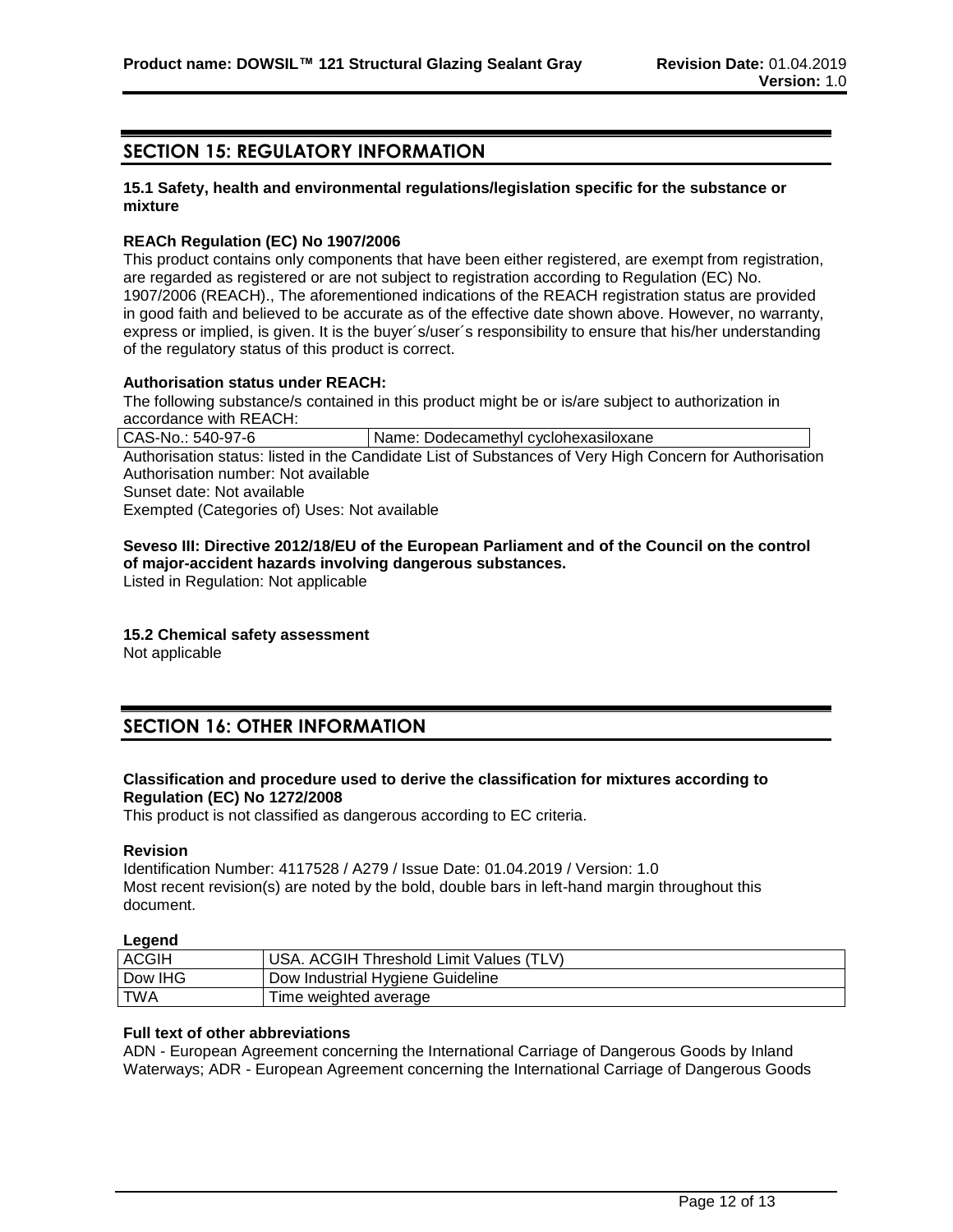## SECTION 15: REGULATORY INFORMATION

### 15.1 Safety, health and environmental regulations/legislation specific for the substance or mixture

**REACh Regulation (EC) No 1907/2006**

This product contains only components that have been either registered, are exempt from registration, are regarded as registered or are not subject to registration according to Regulation (EC) No. 1907/2006 (REACH)., The aforementioned indications of the REACH registration status are provided in good faith and believed to be accurate as of the effective date shown above. However, no warranty, express or implied, is given. It is the buyer´s/user´s responsibility to ensure that his/her understanding of the regulatory status of this product is correct.

**Authorisation status under REACH:**

The following substance/s contained in this product might be or is/are subject to authorization in accordance with REACH:

| CAS-No.: 540-97-6 | Name: Dodecamethyl cyclohexasiloxane |
|---|---|

Authorisation status: listed in the Candidate List of Substances of Very High Concern for Authorisation
Authorisation number: Not available
Sunset date: Not available
Exempted (Categories of) Uses: Not available

**Seveso III: Directive 2012/18/EU of the European Parliament and of the Council on the control of major-accident hazards involving dangerous substances.**

Listed in Regulation: Not applicable

### 15.2 Chemical safety assessment

Not applicable

## SECTION 16: OTHER INFORMATION

**Classification and procedure used to derive the classification for mixtures according to Regulation (EC) No 1272/2008**

This product is not classified as dangerous according to EC criteria.

**Revision**

Identification Number: 4117528 / A279 / Issue Date: 01.04.2019 / Version: 1.0
Most recent revision(s) are noted by the bold, double bars in left-hand margin throughout this document.

**Legend**

| ACGIH | USA. ACGIH Threshold Limit Values (TLV) |
|---|---|
| Dow IHG | Dow Industrial Hygiene Guideline |
| TWA | Time weighted average |

**Full text of other abbreviations**

ADN - European Agreement concerning the International Carriage of Dangerous Goods by Inland Waterways; ADR - European Agreement concerning the International Carriage of Dangerous Goods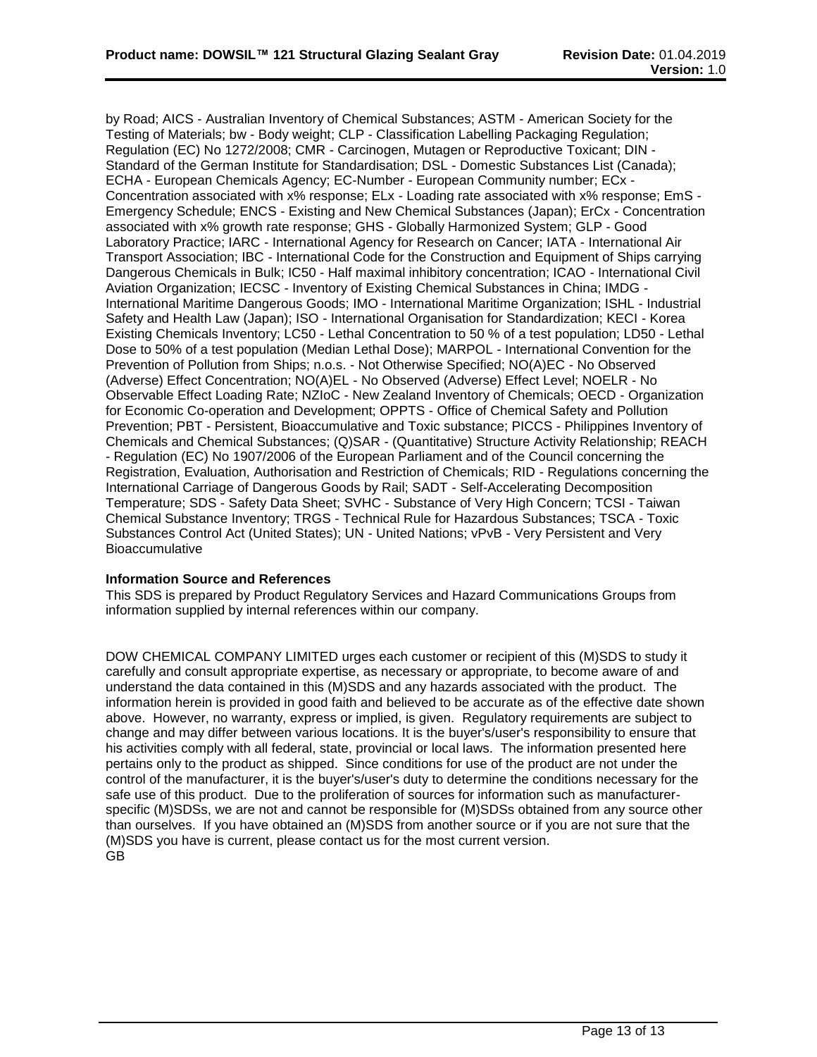by Road; AICS - Australian Inventory of Chemical Substances; ASTM - American Society for the Testing of Materials; bw - Body weight; CLP - Classification Labelling Packaging Regulation; Regulation (EC) No 1272/2008; CMR - Carcinogen, Mutagen or Reproductive Toxicant; DIN - Standard of the German Institute for Standardisation; DSL - Domestic Substances List (Canada); ECHA - European Chemicals Agency; EC-Number - European Community number; ECx - Concentration associated with x% response; ELx - Loading rate associated with x% response; EmS - Emergency Schedule; ENCS - Existing and New Chemical Substances (Japan); ErCx - Concentration associated with x% growth rate response; GHS - Globally Harmonized System; GLP - Good Laboratory Practice; IARC - International Agency for Research on Cancer; IATA - International Air Transport Association; IBC - International Code for the Construction and Equipment of Ships carrying Dangerous Chemicals in Bulk; IC50 - Half maximal inhibitory concentration; ICAO - International Civil Aviation Organization; IECSC - Inventory of Existing Chemical Substances in China; IMDG - International Maritime Dangerous Goods; IMO - International Maritime Organization; ISHL - Industrial Safety and Health Law (Japan); ISO - International Organisation for Standardization; KECI - Korea Existing Chemicals Inventory; LC50 - Lethal Concentration to 50 % of a test population; LD50 - Lethal Dose to 50% of a test population (Median Lethal Dose); MARPOL - International Convention for the Prevention of Pollution from Ships; n.o.s. - Not Otherwise Specified; NO(A)EC - No Observed (Adverse) Effect Concentration; NO(A)EL - No Observed (Adverse) Effect Level; NOELR - No Observable Effect Loading Rate; NZIoC - New Zealand Inventory of Chemicals; OECD - Organization for Economic Co-operation and Development; OPPTS - Office of Chemical Safety and Pollution Prevention; PBT - Persistent, Bioaccumulative and Toxic substance; PICCS - Philippines Inventory of Chemicals and Chemical Substances; (Q)SAR - (Quantitative) Structure Activity Relationship; REACH - Regulation (EC) No 1907/2006 of the European Parliament and of the Council concerning the Registration, Evaluation, Authorisation and Restriction of Chemicals; RID - Regulations concerning the International Carriage of Dangerous Goods by Rail; SADT - Self-Accelerating Decomposition Temperature; SDS - Safety Data Sheet; SVHC - Substance of Very High Concern; TCSI - Taiwan Chemical Substance Inventory; TRGS - Technical Rule for Hazardous Substances; TSCA - Toxic Substances Control Act (United States); UN - United Nations; vPvB - Very Persistent and Very Bioaccumulative

**Information Source and References**

This SDS is prepared by Product Regulatory Services and Hazard Communications Groups from information supplied by internal references within our company.

DOW CHEMICAL COMPANY LIMITED urges each customer or recipient of this (M)SDS to study it carefully and consult appropriate expertise, as necessary or appropriate, to become aware of and understand the data contained in this (M)SDS and any hazards associated with the product. The information herein is provided in good faith and believed to be accurate as of the effective date shown above. However, no warranty, express or implied, is given. Regulatory requirements are subject to change and may differ between various locations. It is the buyer's/user's responsibility to ensure that his activities comply with all federal, state, provincial or local laws. The information presented here pertains only to the product as shipped. Since conditions for use of the product are not under the control of the manufacturer, it is the buyer's/user's duty to determine the conditions necessary for the safe use of this product. Due to the proliferation of sources for information such as manufacturer-specific (M)SDSs, we are not and cannot be responsible for (M)SDSs obtained from any source other than ourselves. If you have obtained an (M)SDS from another source or if you are not sure that the (M)SDS you have is current, please contact us for the most current version.
GB